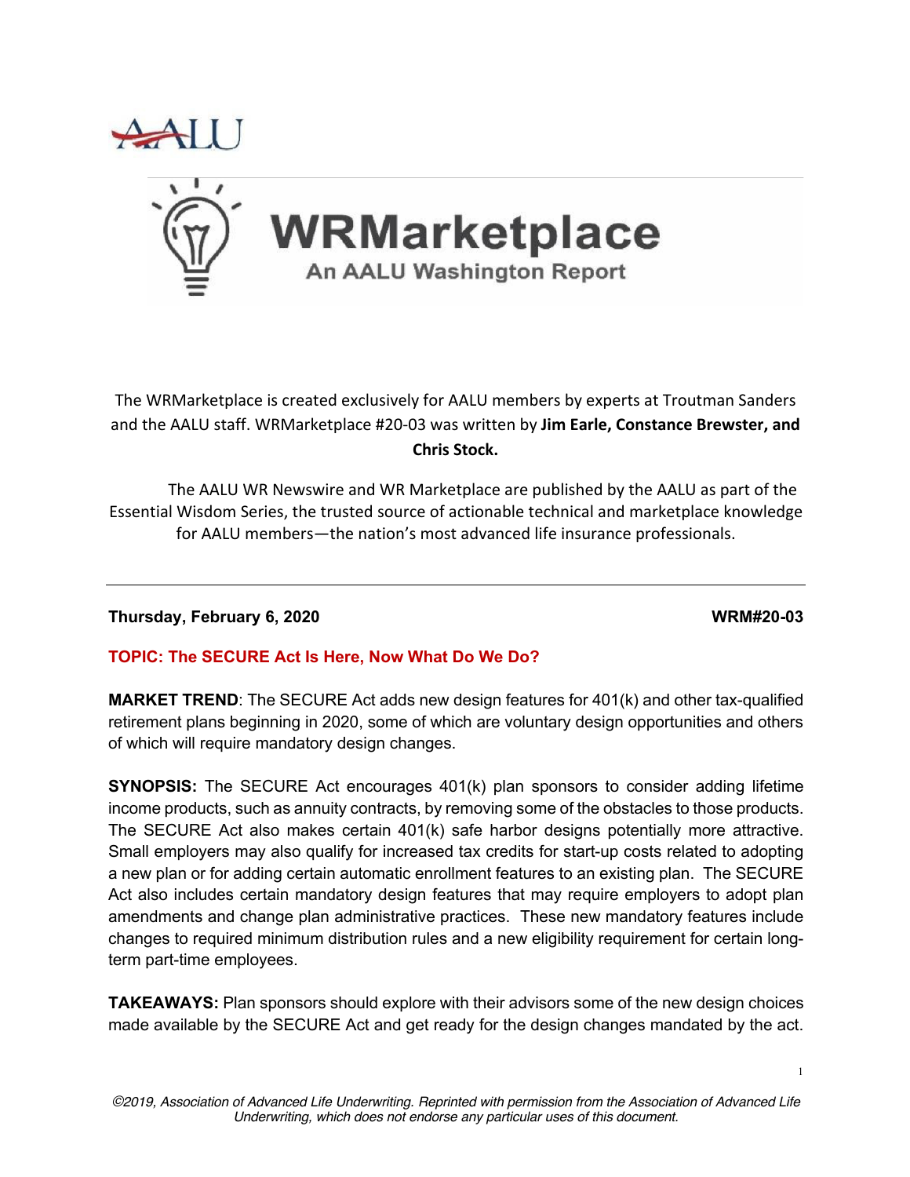AALU

# WRMarketplace

## An AALU Washington Report

The WRMarketplace is created exclusively for AALU members by experts at Troutman Sanders and the AALU staff. WRMarketplace #20-03 was written by **Jim Earle, Constance Brewster, and Chris Stock.**

The AALU WR Newswire and WR Marketplace are published by the AALU as part of the Essential Wisdom Series, the trusted source of actionable technical and marketplace knowledge for AALU members—the nation's most advanced life insurance professionals.

---

**Thursday, February 6, 2020** **WRM#20-03**

**TOPIC: The SECURE Act Is Here, Now What Do We Do?**

**MARKET TREND**: The SECURE Act adds new design features for 401(k) and other tax-qualified retirement plans beginning in 2020, some of which are voluntary design opportunities and others of which will require mandatory design changes.

**SYNOPSIS:** The SECURE Act encourages 401(k) plan sponsors to consider adding lifetime income products, such as annuity contracts, by removing some of the obstacles to those products. The SECURE Act also makes certain 401(k) safe harbor designs potentially more attractive. Small employers may also qualify for increased tax credits for start-up costs related to adopting a new plan or for adding certain automatic enrollment features to an existing plan. The SECURE Act also includes certain mandatory design features that may require employers to adopt plan amendments and change plan administrative practices. These new mandatory features include changes to required minimum distribution rules and a new eligibility requirement for certain long-term part-time employees.

**TAKEAWAYS:** Plan sponsors should explore with their advisors some of the new design choices made available by the SECURE Act and get ready for the design changes mandated by the act.

*©2019, Association of Advanced Life Underwriting. Reprinted with permission from the Association of Advanced Life Underwriting, which does not endorse any particular uses of this document.*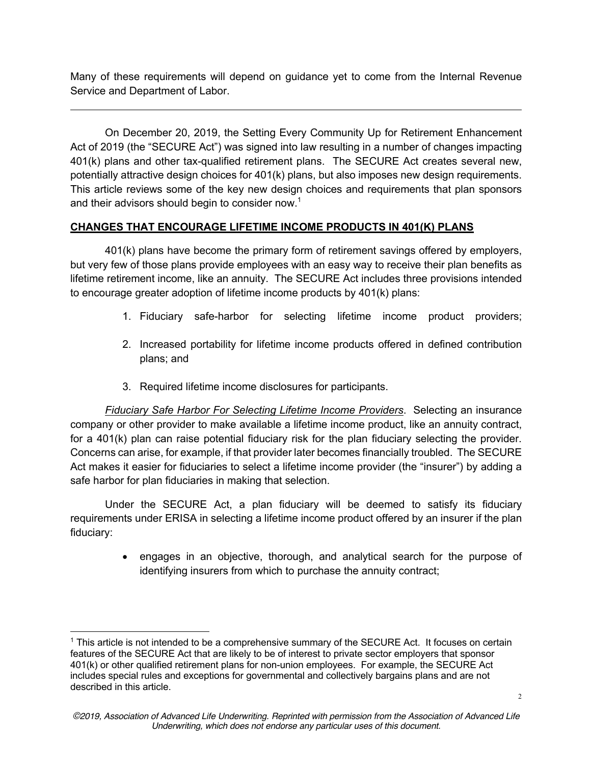Many of these requirements will depend on guidance yet to come from the Internal Revenue Service and Department of Labor.

---

On December 20, 2019, the Setting Every Community Up for Retirement Enhancement Act of 2019 (the "SECURE Act") was signed into law resulting in a number of changes impacting 401(k) plans and other tax-qualified retirement plans. The SECURE Act creates several new, potentially attractive design choices for 401(k) plans, but also imposes new design requirements. This article reviews some of the key new design choices and requirements that plan sponsors and their advisors should begin to consider now.[1]

**CHANGES THAT ENCOURAGE LIFETIME INCOME PRODUCTS IN 401(K) PLANS**

401(k) plans have become the primary form of retirement savings offered by employers, but very few of those plans provide employees with an easy way to receive their plan benefits as lifetime retirement income, like an annuity. The SECURE Act includes three provisions intended to encourage greater adoption of lifetime income products by 401(k) plans:

1. Fiduciary safe-harbor for selecting lifetime income product providers;
2. Increased portability for lifetime income products offered in defined contribution plans; and
3. Required lifetime income disclosures for participants.

*Fiduciary Safe Harbor For Selecting Lifetime Income Providers*. Selecting an insurance company or other provider to make available a lifetime income product, like an annuity contract, for a 401(k) plan can raise potential fiduciary risk for the plan fiduciary selecting the provider. Concerns can arise, for example, if that provider later becomes financially troubled. The SECURE Act makes it easier for fiduciaries to select a lifetime income provider (the "insurer") by adding a safe harbor for plan fiduciaries in making that selection.

Under the SECURE Act, a plan fiduciary will be deemed to satisfy its fiduciary requirements under ERISA in selecting a lifetime income product offered by an insurer if the plan fiduciary:

- engages in an objective, thorough, and analytical search for the purpose of identifying insurers from which to purchase the annuity contract;

---

[1] This article is not intended to be a comprehensive summary of the SECURE Act. It focuses on certain features of the SECURE Act that are likely to be of interest to private sector employers that sponsor 401(k) or other qualified retirement plans for non-union employees. For example, the SECURE Act includes special rules and exceptions for governmental and collectively bargains plans and are not described in this article.

*©2019, Association of Advanced Life Underwriting. Reprinted with permission from the Association of Advanced Life Underwriting, which does not endorse any particular uses of this document.*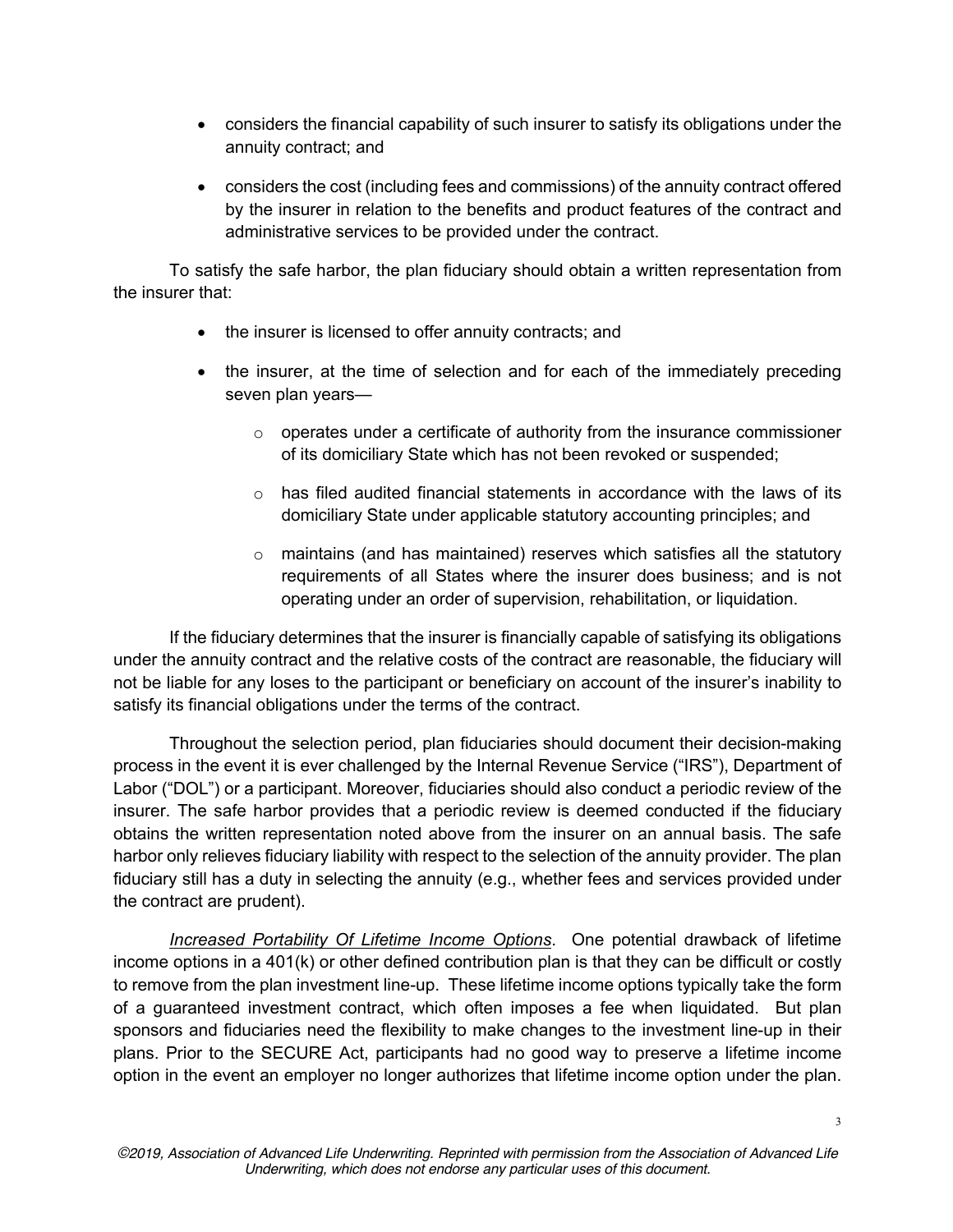- considers the financial capability of such insurer to satisfy its obligations under the annuity contract; and
- considers the cost (including fees and commissions) of the annuity contract offered by the insurer in relation to the benefits and product features of the contract and administrative services to be provided under the contract.

To satisfy the safe harbor, the plan fiduciary should obtain a written representation from the insurer that:

- the insurer is licensed to offer annuity contracts; and
- the insurer, at the time of selection and for each of the immediately preceding seven plan years—
  - operates under a certificate of authority from the insurance commissioner of its domiciliary State which has not been revoked or suspended;
  - has filed audited financial statements in accordance with the laws of its domiciliary State under applicable statutory accounting principles; and
  - maintains (and has maintained) reserves which satisfies all the statutory requirements of all States where the insurer does business; and is not operating under an order of supervision, rehabilitation, or liquidation.

If the fiduciary determines that the insurer is financially capable of satisfying its obligations under the annuity contract and the relative costs of the contract are reasonable, the fiduciary will not be liable for any loses to the participant or beneficiary on account of the insurer's inability to satisfy its financial obligations under the terms of the contract.

Throughout the selection period, plan fiduciaries should document their decision-making process in the event it is ever challenged by the Internal Revenue Service ("IRS"), Department of Labor ("DOL") or a participant. Moreover, fiduciaries should also conduct a periodic review of the insurer. The safe harbor provides that a periodic review is deemed conducted if the fiduciary obtains the written representation noted above from the insurer on an annual basis. The safe harbor only relieves fiduciary liability with respect to the selection of the annuity provider. The plan fiduciary still has a duty in selecting the annuity (e.g., whether fees and services provided under the contract are prudent).

*Increased Portability Of Lifetime Income Options*. One potential drawback of lifetime income options in a 401(k) or other defined contribution plan is that they can be difficult or costly to remove from the plan investment line-up. These lifetime income options typically take the form of a guaranteed investment contract, which often imposes a fee when liquidated. But plan sponsors and fiduciaries need the flexibility to make changes to the investment line-up in their plans. Prior to the SECURE Act, participants had no good way to preserve a lifetime income option in the event an employer no longer authorizes that lifetime income option under the plan.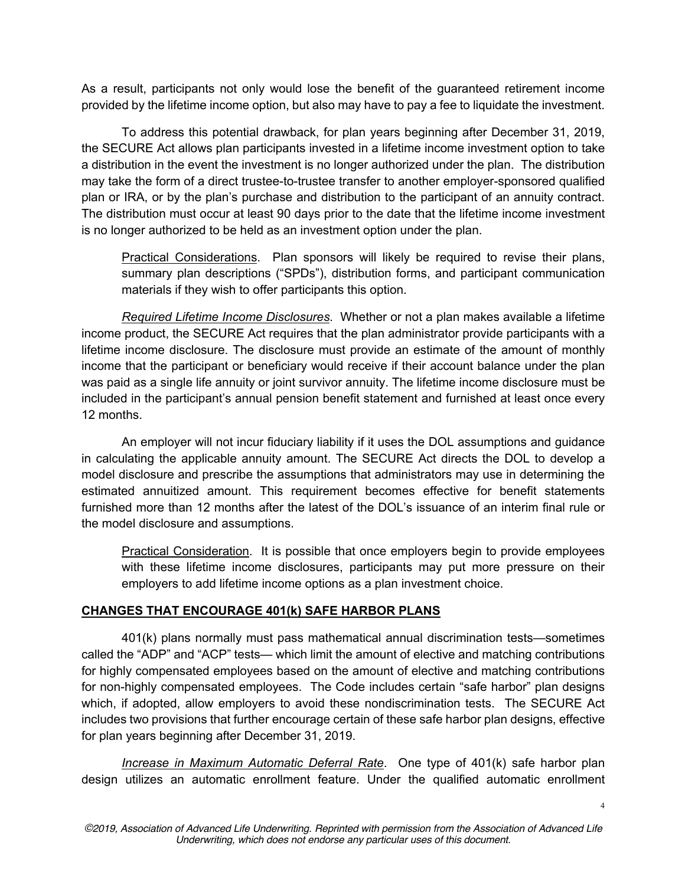As a result, participants not only would lose the benefit of the guaranteed retirement income provided by the lifetime income option, but also may have to pay a fee to liquidate the investment.

To address this potential drawback, for plan years beginning after December 31, 2019, the SECURE Act allows plan participants invested in a lifetime income investment option to take a distribution in the event the investment is no longer authorized under the plan. The distribution may take the form of a direct trustee-to-trustee transfer to another employer-sponsored qualified plan or IRA, or by the plan's purchase and distribution to the participant of an annuity contract. The distribution must occur at least 90 days prior to the date that the lifetime income investment is no longer authorized to be held as an investment option under the plan.

> Practical Considerations. Plan sponsors will likely be required to revise their plans, summary plan descriptions ("SPDs"), distribution forms, and participant communication materials if they wish to offer participants this option.

*Required Lifetime Income Disclosures*. Whether or not a plan makes available a lifetime income product, the SECURE Act requires that the plan administrator provide participants with a lifetime income disclosure. The disclosure must provide an estimate of the amount of monthly income that the participant or beneficiary would receive if their account balance under the plan was paid as a single life annuity or joint survivor annuity. The lifetime income disclosure must be included in the participant's annual pension benefit statement and furnished at least once every 12 months.

An employer will not incur fiduciary liability if it uses the DOL assumptions and guidance in calculating the applicable annuity amount. The SECURE Act directs the DOL to develop a model disclosure and prescribe the assumptions that administrators may use in determining the estimated annuitized amount. This requirement becomes effective for benefit statements furnished more than 12 months after the latest of the DOL's issuance of an interim final rule or the model disclosure and assumptions.

> Practical Consideration. It is possible that once employers begin to provide employees with these lifetime income disclosures, participants may put more pressure on their employers to add lifetime income options as a plan investment choice.

## CHANGES THAT ENCOURAGE 401(k) SAFE HARBOR PLANS

401(k) plans normally must pass mathematical annual discrimination tests—sometimes called the "ADP" and "ACP" tests— which limit the amount of elective and matching contributions for highly compensated employees based on the amount of elective and matching contributions for non-highly compensated employees. The Code includes certain "safe harbor" plan designs which, if adopted, allow employers to avoid these nondiscrimination tests. The SECURE Act includes two provisions that further encourage certain of these safe harbor plan designs, effective for plan years beginning after December 31, 2019.

*Increase in Maximum Automatic Deferral Rate*. One type of 401(k) safe harbor plan design utilizes an automatic enrollment feature. Under the qualified automatic enrollment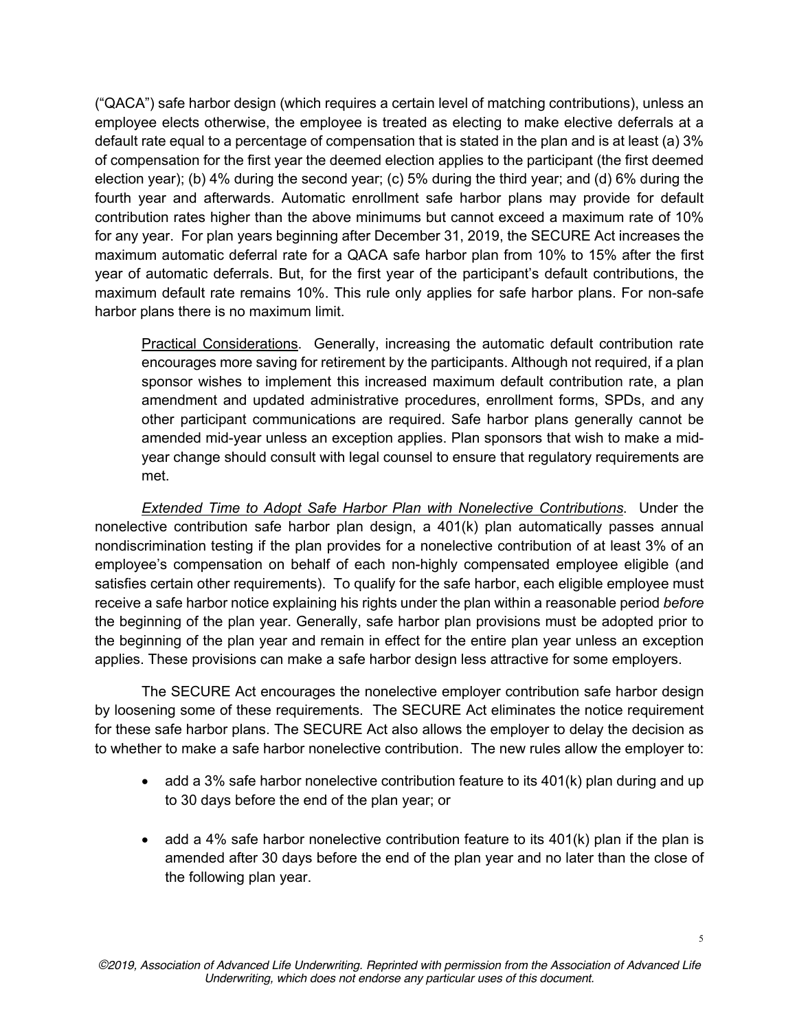(“QACA”) safe harbor design (which requires a certain level of matching contributions), unless an employee elects otherwise, the employee is treated as electing to make elective deferrals at a default rate equal to a percentage of compensation that is stated in the plan and is at least (a) 3% of compensation for the first year the deemed election applies to the participant (the first deemed election year); (b) 4% during the second year; (c) 5% during the third year; and (d) 6% during the fourth year and afterwards. Automatic enrollment safe harbor plans may provide for default contribution rates higher than the above minimums but cannot exceed a maximum rate of 10% for any year. For plan years beginning after December 31, 2019, the SECURE Act increases the maximum automatic deferral rate for a QACA safe harbor plan from 10% to 15% after the first year of automatic deferrals. But, for the first year of the participant’s default contributions, the maximum default rate remains 10%. This rule only applies for safe harbor plans. For non-safe harbor plans there is no maximum limit.

> <u>Practical Considerations</u>. Generally, increasing the automatic default contribution rate encourages more saving for retirement by the participants. Although not required, if a plan sponsor wishes to implement this increased maximum default contribution rate, a plan amendment and updated administrative procedures, enrollment forms, SPDs, and any other participant communications are required. Safe harbor plans generally cannot be amended mid-year unless an exception applies. Plan sponsors that wish to make a mid-year change should consult with legal counsel to ensure that regulatory requirements are met.

*<u>Extended Time to Adopt Safe Harbor Plan with Nonelective Contributions</u>*. Under the nonelective contribution safe harbor plan design, a 401(k) plan automatically passes annual nondiscrimination testing if the plan provides for a nonelective contribution of at least 3% of an employee’s compensation on behalf of each non-highly compensated employee eligible (and satisfies certain other requirements). To qualify for the safe harbor, each eligible employee must receive a safe harbor notice explaining his rights under the plan within a reasonable period *before* the beginning of the plan year. Generally, safe harbor plan provisions must be adopted prior to the beginning of the plan year and remain in effect for the entire plan year unless an exception applies. These provisions can make a safe harbor design less attractive for some employers.

The SECURE Act encourages the nonelective employer contribution safe harbor design by loosening some of these requirements. The SECURE Act eliminates the notice requirement for these safe harbor plans. The SECURE Act also allows the employer to delay the decision as to whether to make a safe harbor nonelective contribution. The new rules allow the employer to:

- add a 3% safe harbor nonelective contribution feature to its 401(k) plan during and up to 30 days before the end of the plan year; or
- add a 4% safe harbor nonelective contribution feature to its 401(k) plan if the plan is amended after 30 days before the end of the plan year and no later than the close of the following plan year.

*©2019, Association of Advanced Life Underwriting. Reprinted with permission from the Association of Advanced Life Underwriting, which does not endorse any particular uses of this document.*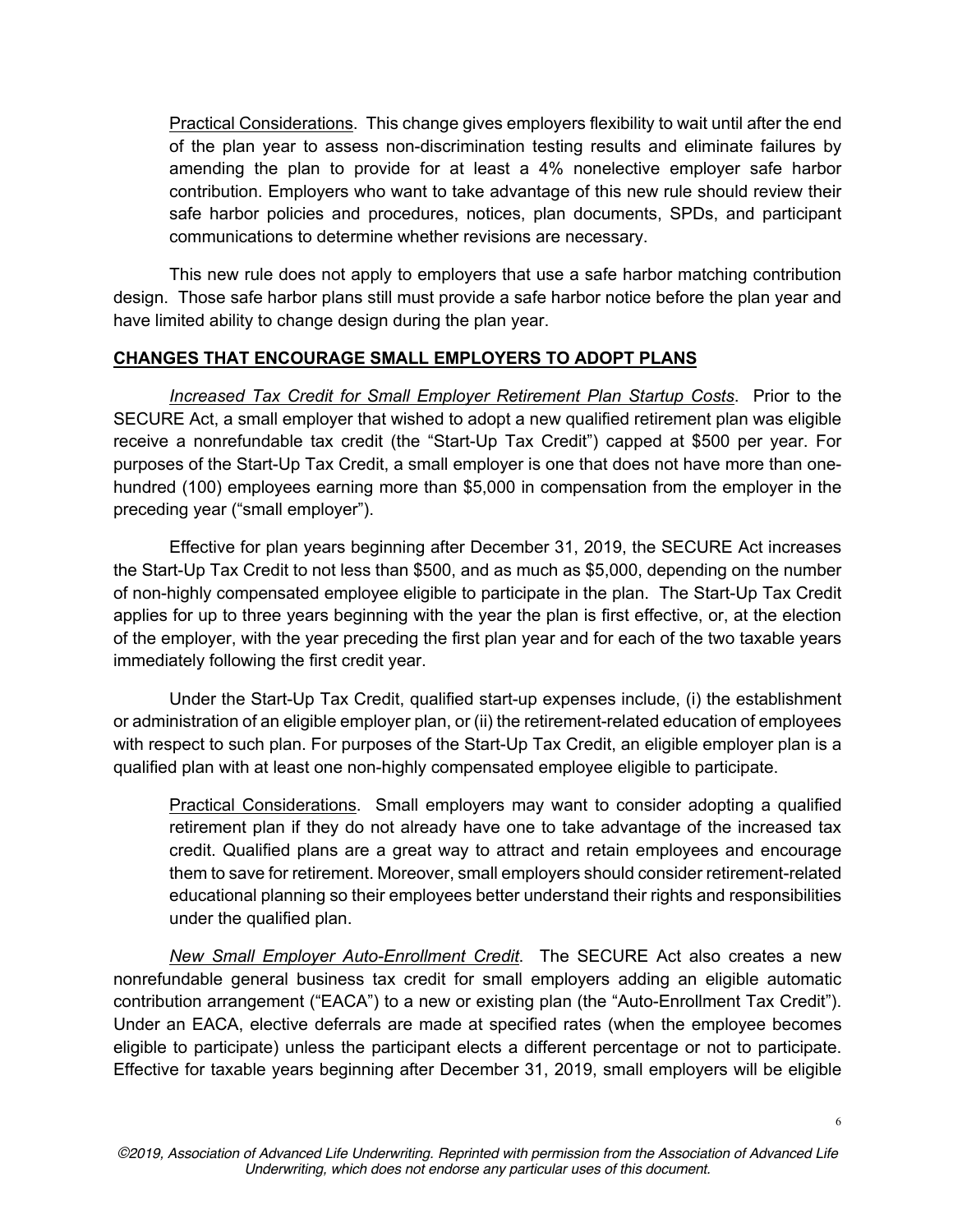Practical Considerations. This change gives employers flexibility to wait until after the end of the plan year to assess non-discrimination testing results and eliminate failures by amending the plan to provide for at least a 4% nonelective employer safe harbor contribution. Employers who want to take advantage of this new rule should review their safe harbor policies and procedures, notices, plan documents, SPDs, and participant communications to determine whether revisions are necessary.

This new rule does not apply to employers that use a safe harbor matching contribution design. Those safe harbor plans still must provide a safe harbor notice before the plan year and have limited ability to change design during the plan year.

**CHANGES THAT ENCOURAGE SMALL EMPLOYERS TO ADOPT PLANS**

*Increased Tax Credit for Small Employer Retirement Plan Startup Costs*. Prior to the SECURE Act, a small employer that wished to adopt a new qualified retirement plan was eligible receive a nonrefundable tax credit (the "Start-Up Tax Credit") capped at $500 per year. For purposes of the Start-Up Tax Credit, a small employer is one that does not have more than one-hundred (100) employees earning more than $5,000 in compensation from the employer in the preceding year ("small employer").

Effective for plan years beginning after December 31, 2019, the SECURE Act increases the Start-Up Tax Credit to not less than $500, and as much as $5,000, depending on the number of non-highly compensated employee eligible to participate in the plan. The Start-Up Tax Credit applies for up to three years beginning with the year the plan is first effective, or, at the election of the employer, with the year preceding the first plan year and for each of the two taxable years immediately following the first credit year.

Under the Start-Up Tax Credit, qualified start-up expenses include, (i) the establishment or administration of an eligible employer plan, or (ii) the retirement-related education of employees with respect to such plan. For purposes of the Start-Up Tax Credit, an eligible employer plan is a qualified plan with at least one non-highly compensated employee eligible to participate.

Practical Considerations. Small employers may want to consider adopting a qualified retirement plan if they do not already have one to take advantage of the increased tax credit. Qualified plans are a great way to attract and retain employees and encourage them to save for retirement. Moreover, small employers should consider retirement-related educational planning so their employees better understand their rights and responsibilities under the qualified plan.

*New Small Employer Auto-Enrollment Credit*. The SECURE Act also creates a new nonrefundable general business tax credit for small employers adding an eligible automatic contribution arrangement ("EACA") to a new or existing plan (the "Auto-Enrollment Tax Credit"). Under an EACA, elective deferrals are made at specified rates (when the employee becomes eligible to participate) unless the participant elects a different percentage or not to participate. Effective for taxable years beginning after December 31, 2019, small employers will be eligible

*©2019, Association of Advanced Life Underwriting. Reprinted with permission from the Association of Advanced Life Underwriting, which does not endorse any particular uses of this document.*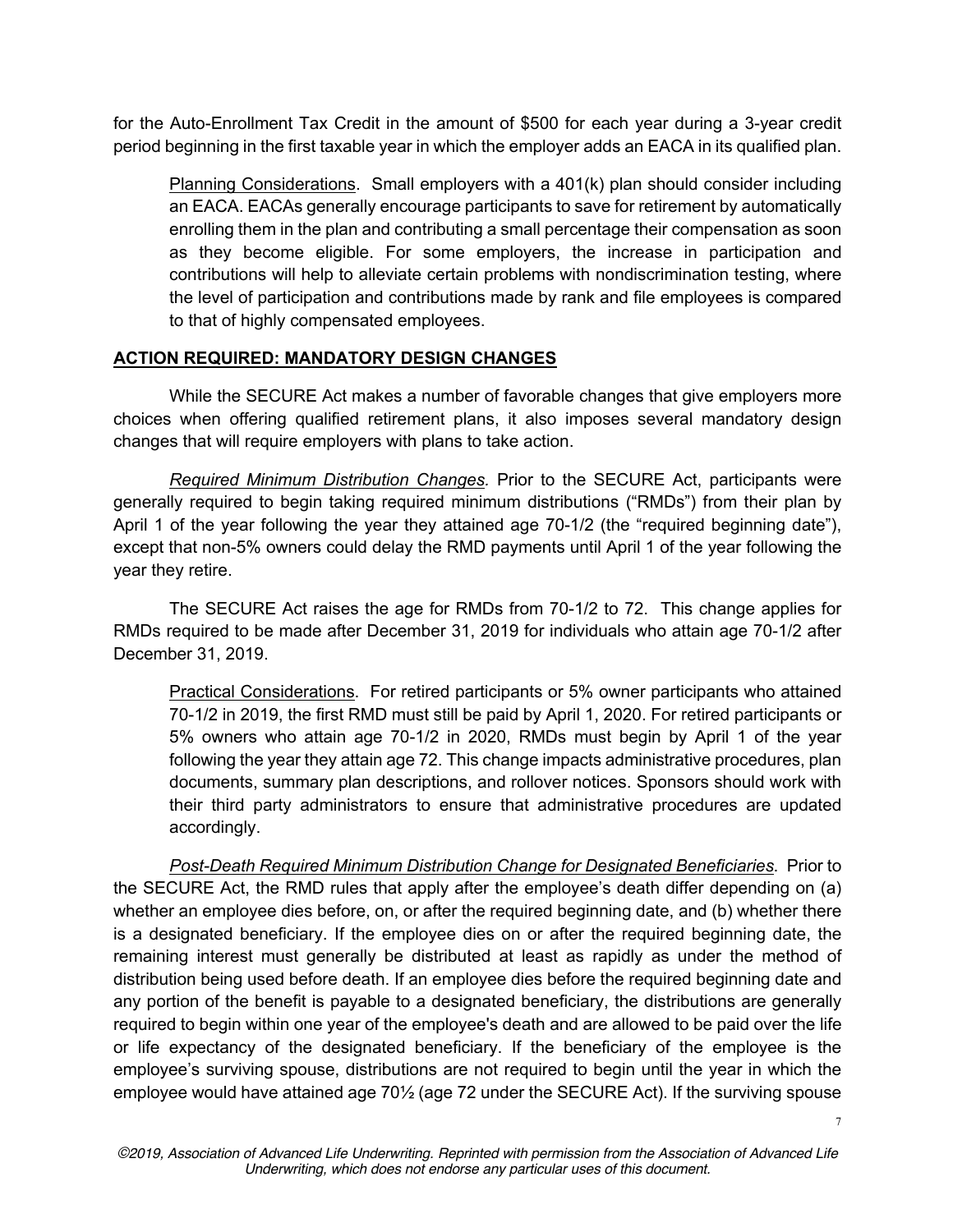for the Auto-Enrollment Tax Credit in the amount of $500 for each year during a 3-year credit period beginning in the first taxable year in which the employer adds an EACA in its qualified plan.

> Planning Considerations. Small employers with a 401(k) plan should consider including an EACA. EACAs generally encourage participants to save for retirement by automatically enrolling them in the plan and contributing a small percentage their compensation as soon as they become eligible. For some employers, the increase in participation and contributions will help to alleviate certain problems with nondiscrimination testing, where the level of participation and contributions made by rank and file employees is compared to that of highly compensated employees.

**ACTION REQUIRED: MANDATORY DESIGN CHANGES**

While the SECURE Act makes a number of favorable changes that give employers more choices when offering qualified retirement plans, it also imposes several mandatory design changes that will require employers with plans to take action.

*Required Minimum Distribution Changes*. Prior to the SECURE Act, participants were generally required to begin taking required minimum distributions ("RMDs") from their plan by April 1 of the year following the year they attained age 70-1/2 (the "required beginning date"), except that non-5% owners could delay the RMD payments until April 1 of the year following the year they retire.

The SECURE Act raises the age for RMDs from 70-1/2 to 72. This change applies for RMDs required to be made after December 31, 2019 for individuals who attain age 70-1/2 after December 31, 2019.

> Practical Considerations. For retired participants or 5% owner participants who attained 70-1/2 in 2019, the first RMD must still be paid by April 1, 2020. For retired participants or 5% owners who attain age 70-1/2 in 2020, RMDs must begin by April 1 of the year following the year they attain age 72. This change impacts administrative procedures, plan documents, summary plan descriptions, and rollover notices. Sponsors should work with their third party administrators to ensure that administrative procedures are updated accordingly.

*Post-Death Required Minimum Distribution Change for Designated Beneficiaries*. Prior to the SECURE Act, the RMD rules that apply after the employee's death differ depending on (a) whether an employee dies before, on, or after the required beginning date, and (b) whether there is a designated beneficiary. If the employee dies on or after the required beginning date, the remaining interest must generally be distributed at least as rapidly as under the method of distribution being used before death. If an employee dies before the required beginning date and any portion of the benefit is payable to a designated beneficiary, the distributions are generally required to begin within one year of the employee's death and are allowed to be paid over the life or life expectancy of the designated beneficiary. If the beneficiary of the employee is the employee's surviving spouse, distributions are not required to begin until the year in which the employee would have attained age 70½ (age 72 under the SECURE Act). If the surviving spouse

*©2019, Association of Advanced Life Underwriting. Reprinted with permission from the Association of Advanced Life Underwriting, which does not endorse any particular uses of this document.*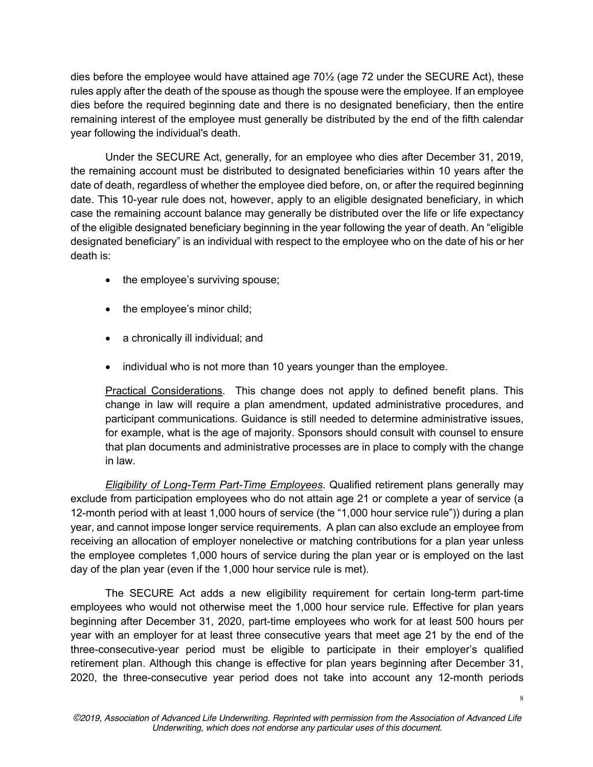dies before the employee would have attained age 70½ (age 72 under the SECURE Act), these rules apply after the death of the spouse as though the spouse were the employee. If an employee dies before the required beginning date and there is no designated beneficiary, then the entire remaining interest of the employee must generally be distributed by the end of the fifth calendar year following the individual's death.

Under the SECURE Act, generally, for an employee who dies after December 31, 2019, the remaining account must be distributed to designated beneficiaries within 10 years after the date of death, regardless of whether the employee died before, on, or after the required beginning date. This 10-year rule does not, however, apply to an eligible designated beneficiary, in which case the remaining account balance may generally be distributed over the life or life expectancy of the eligible designated beneficiary beginning in the year following the year of death. An "eligible designated beneficiary" is an individual with respect to the employee who on the date of his or her death is:

- the employee's surviving spouse;
- the employee's minor child;
- a chronically ill individual; and
- individual who is not more than 10 years younger than the employee.

> Practical Considerations. This change does not apply to defined benefit plans. This change in law will require a plan amendment, updated administrative procedures, and participant communications. Guidance is still needed to determine administrative issues, for example, what is the age of majority. Sponsors should consult with counsel to ensure that plan documents and administrative processes are in place to comply with the change in law.

*Eligibility of Long-Term Part-Time Employees*. Qualified retirement plans generally may exclude from participation employees who do not attain age 21 or complete a year of service (a 12-month period with at least 1,000 hours of service (the "1,000 hour service rule")) during a plan year, and cannot impose longer service requirements. A plan can also exclude an employee from receiving an allocation of employer nonelective or matching contributions for a plan year unless the employee completes 1,000 hours of service during the plan year or is employed on the last day of the plan year (even if the 1,000 hour service rule is met).

The SECURE Act adds a new eligibility requirement for certain long-term part-time employees who would not otherwise meet the 1,000 hour service rule. Effective for plan years beginning after December 31, 2020, part-time employees who work for at least 500 hours per year with an employer for at least three consecutive years that meet age 21 by the end of the three-consecutive-year period must be eligible to participate in their employer's qualified retirement plan. Although this change is effective for plan years beginning after December 31, 2020, the three-consecutive year period does not take into account any 12-month periods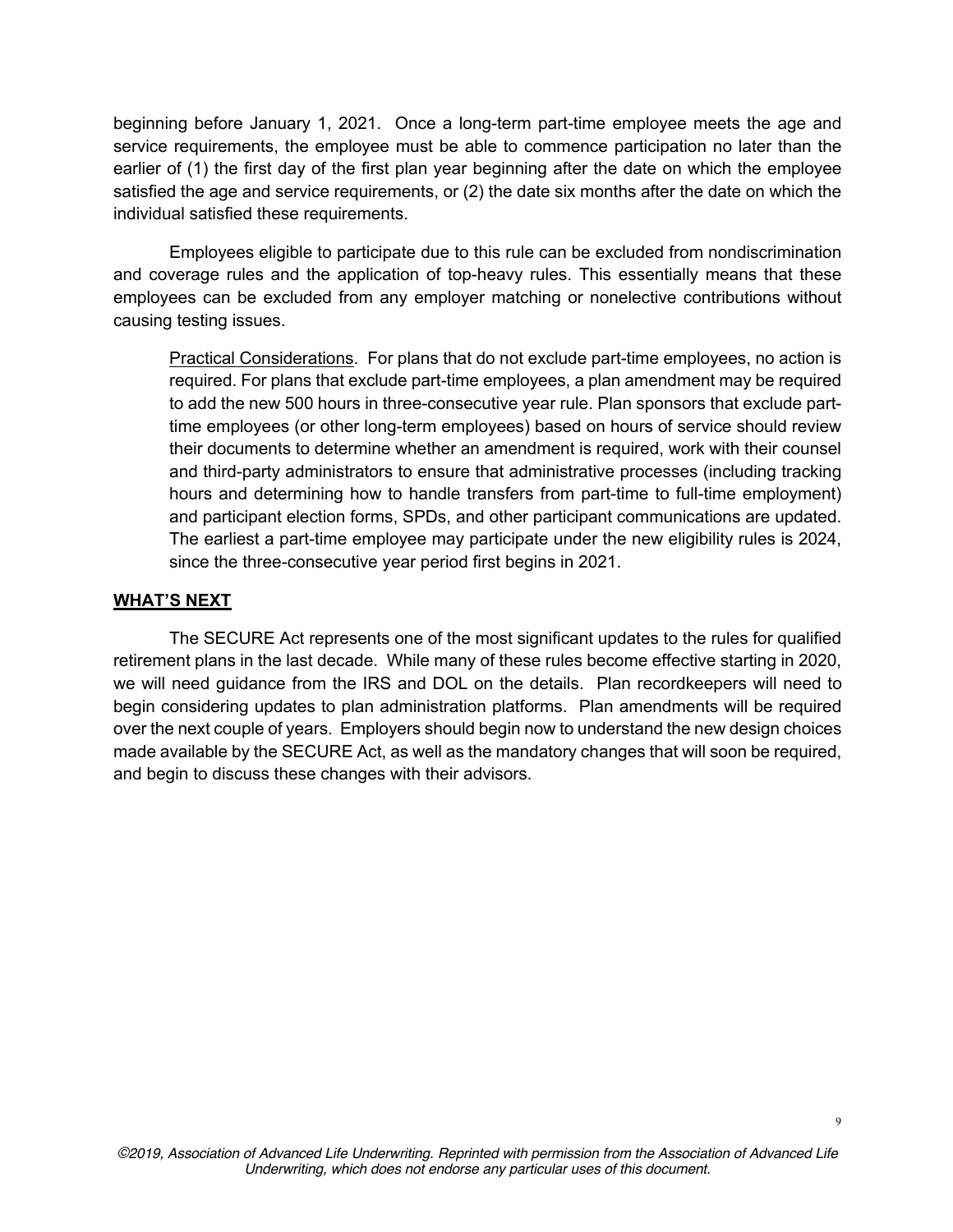beginning before January 1, 2021. Once a long-term part-time employee meets the age and service requirements, the employee must be able to commence participation no later than the earlier of (1) the first day of the first plan year beginning after the date on which the employee satisfied the age and service requirements, or (2) the date six months after the date on which the individual satisfied these requirements.

Employees eligible to participate due to this rule can be excluded from nondiscrimination and coverage rules and the application of top-heavy rules. This essentially means that these employees can be excluded from any employer matching or nonelective contributions without causing testing issues.

> Practical Considerations. For plans that do not exclude part-time employees, no action is required. For plans that exclude part-time employees, a plan amendment may be required to add the new 500 hours in three-consecutive year rule. Plan sponsors that exclude part-time employees (or other long-term employees) based on hours of service should review their documents to determine whether an amendment is required, work with their counsel and third-party administrators to ensure that administrative processes (including tracking hours and determining how to handle transfers from part-time to full-time employment) and participant election forms, SPDs, and other participant communications are updated. The earliest a part-time employee may participate under the new eligibility rules is 2024, since the three-consecutive year period first begins in 2021.

## WHAT'S NEXT

The SECURE Act represents one of the most significant updates to the rules for qualified retirement plans in the last decade. While many of these rules become effective starting in 2020, we will need guidance from the IRS and DOL on the details. Plan recordkeepers will need to begin considering updates to plan administration platforms. Plan amendments will be required over the next couple of years. Employers should begin now to understand the new design choices made available by the SECURE Act, as well as the mandatory changes that will soon be required, and begin to discuss these changes with their advisors.

*©2019, Association of Advanced Life Underwriting. Reprinted with permission from the Association of Advanced Life Underwriting, which does not endorse any particular uses of this document.*